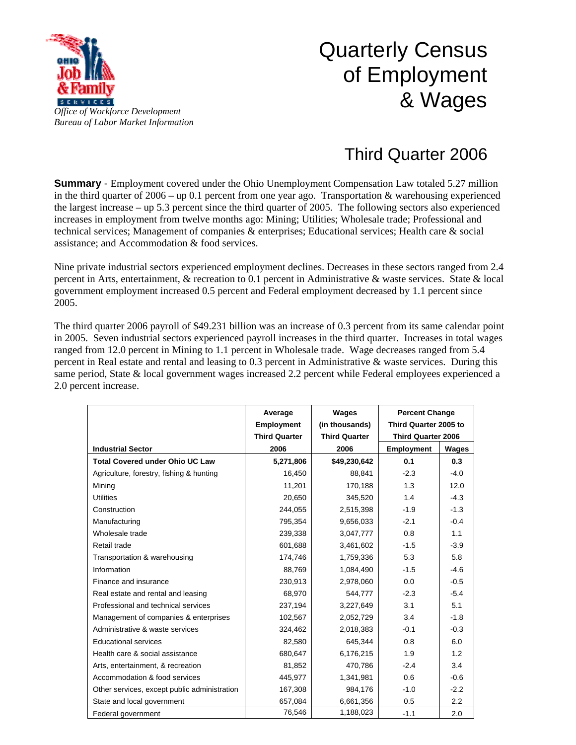Office of Workforce Development
Bureau of Labor Market Information

# Quarterly Census of Employment & Wages

## Third Quarter 2006

**Summary** - Employment covered under the Ohio Unemployment Compensation Law totaled 5.27 million in the third quarter of 2006 – up 0.1 percent from one year ago. Transportation & warehousing experienced the largest increase – up 5.3 percent since the third quarter of 2005. The following sectors also experienced increases in employment from twelve months ago: Mining; Utilities; Wholesale trade; Professional and technical services; Management of companies & enterprises; Educational services; Health care & social assistance; and Accommodation & food services.

Nine private industrial sectors experienced employment declines. Decreases in these sectors ranged from 2.4 percent in Arts, entertainment, & recreation to 0.1 percent in Administrative & waste services. State & local government employment increased 0.5 percent and Federal employment decreased by 1.1 percent since 2005.

The third quarter 2006 payroll of $49.231 billion was an increase of 0.3 percent from its same calendar point in 2005. Seven industrial sectors experienced payroll increases in the third quarter. Increases in total wages ranged from 12.0 percent in Mining to 1.1 percent in Wholesale trade. Wage decreases ranged from 5.4 percent in Real estate and rental and leasing to 0.3 percent in Administrative & waste services. During this same period, State & local government wages increased 2.2 percent while Federal employees experienced a 2.0 percent increase.

| Industrial Sector | Average Employment Third Quarter 2006 | Wages (in thousands) Third Quarter 2006 | Percent Change Third Quarter 2005 to Third Quarter 2006 | |
|---|---|---|---|---|
| | | | Employment | Wages |
| **Total Covered under Ohio UC Law** | **5,271,806** | **$49,230,642** | **0.1** | **0.3** |
| Agriculture, forestry, fishing & hunting | 16,450 | 88,841 | -2.3 | -4.0 |
| Mining | 11,201 | 170,188 | 1.3 | 12.0 |
| Utilities | 20,650 | 345,520 | 1.4 | -4.3 |
| Construction | 244,055 | 2,515,398 | -1.9 | -1.3 |
| Manufacturing | 795,354 | 9,656,033 | -2.1 | -0.4 |
| Wholesale trade | 239,338 | 3,047,777 | 0.8 | 1.1 |
| Retail trade | 601,688 | 3,461,602 | -1.5 | -3.9 |
| Transportation & warehousing | 174,746 | 1,759,336 | 5.3 | 5.8 |
| Information | 88,769 | 1,084,490 | -1.5 | -4.6 |
| Finance and insurance | 230,913 | 2,978,060 | 0.0 | -0.5 |
| Real estate and rental and leasing | 68,970 | 544,777 | -2.3 | -5.4 |
| Professional and technical services | 237,194 | 3,227,649 | 3.1 | 5.1 |
| Management of companies & enterprises | 102,567 | 2,052,729 | 3.4 | -1.8 |
| Administrative & waste services | 324,462 | 2,018,383 | -0.1 | -0.3 |
| Educational services | 82,580 | 645,344 | 0.8 | 6.0 |
| Health care & social assistance | 680,647 | 6,176,215 | 1.9 | 1.2 |
| Arts, entertainment, & recreation | 81,852 | 470,786 | -2.4 | 3.4 |
| Accommodation & food services | 445,977 | 1,341,981 | 0.6 | -0.6 |
| Other services, except public administration | 167,308 | 984,176 | -1.0 | -2.2 |
| State and local government | 657,084 | 6,661,356 | 0.5 | 2.2 |
| Federal government | 76,546 | 1,188,023 | -1.1 | 2.0 |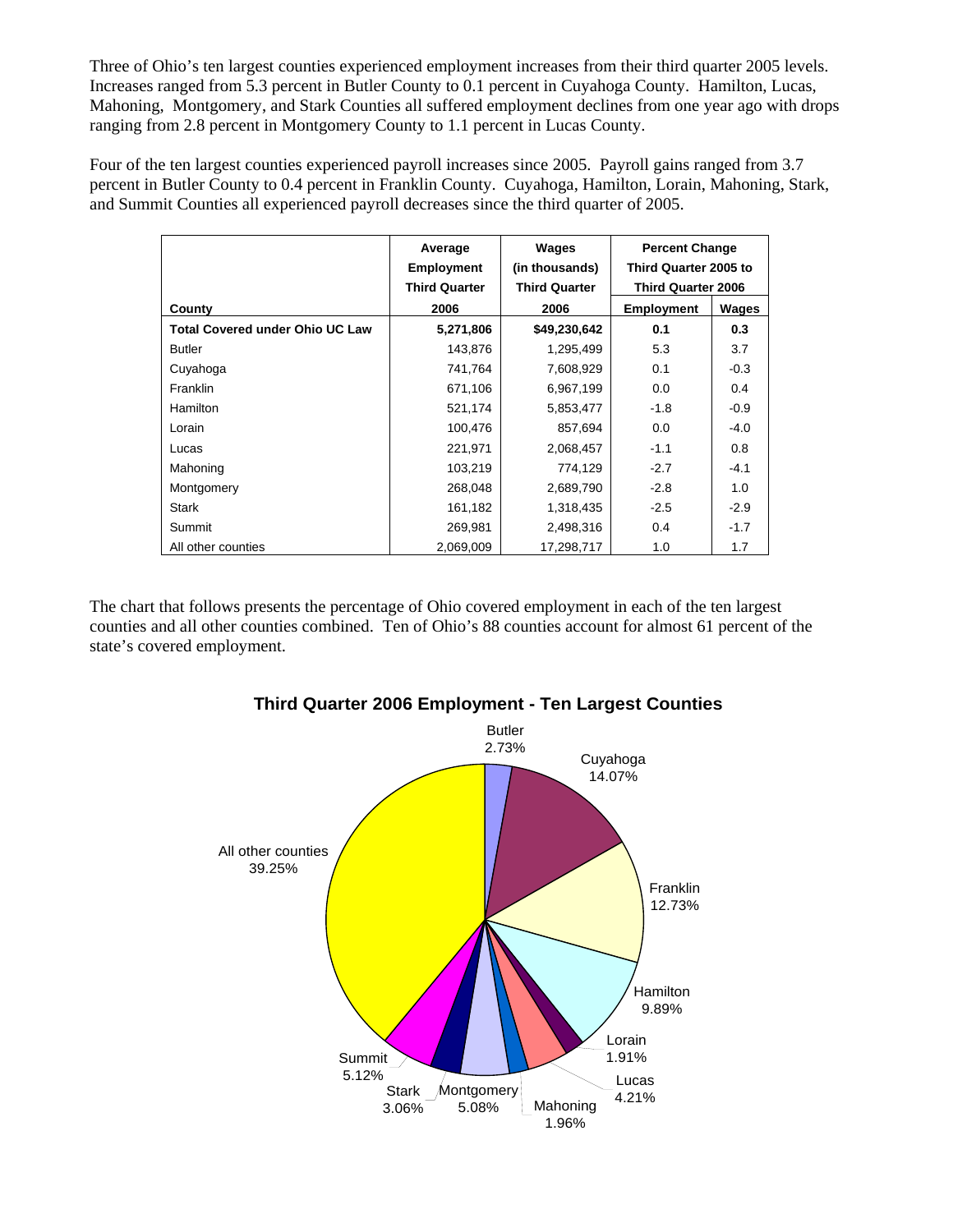Three of Ohio's ten largest counties experienced employment increases from their third quarter 2005 levels. Increases ranged from 5.3 percent in Butler County to 0.1 percent in Cuyahoga County. Hamilton, Lucas, Mahoning, Montgomery, and Stark Counties all suffered employment declines from one year ago with drops ranging from 2.8 percent in Montgomery County to 1.1 percent in Lucas County.

Four of the ten largest counties experienced payroll increases since 2005. Payroll gains ranged from 3.7 percent in Butler County to 0.4 percent in Franklin County. Cuyahoga, Hamilton, Lorain, Mahoning, Stark, and Summit Counties all experienced payroll decreases since the third quarter of 2005.

| County | Average Employment Third Quarter 2006 | Wages (in thousands) Third Quarter 2006 | Percent Change Third Quarter 2005 to Third Quarter 2006 | |
|---|---|---|---|---|
| | | | Employment | Wages |
| **Total Covered under Ohio UC Law** | **5,271,806** | **$49,230,642** | **0.1** | **0.3** |
| Butler | 143,876 | 1,295,499 | 5.3 | 3.7 |
| Cuyahoga | 741,764 | 7,608,929 | 0.1 | -0.3 |
| Franklin | 671,106 | 6,967,199 | 0.0 | 0.4 |
| Hamilton | 521,174 | 5,853,477 | -1.8 | -0.9 |
| Lorain | 100,476 | 857,694 | 0.0 | -4.0 |
| Lucas | 221,971 | 2,068,457 | -1.1 | 0.8 |
| Mahoning | 103,219 | 774,129 | -2.7 | -4.1 |
| Montgomery | 268,048 | 2,689,790 | -2.8 | 1.0 |
| Stark | 161,182 | 1,318,435 | -2.5 | -2.9 |
| Summit | 269,981 | 2,498,316 | 0.4 | -1.7 |
| All other counties | 2,069,009 | 17,298,717 | 1.0 | 1.7 |

The chart that follows presents the percentage of Ohio covered employment in each of the ten largest counties and all other counties combined. Ten of Ohio's 88 counties account for almost 61 percent of the state's covered employment.

**Third Quarter 2006 Employment - Ten Largest Counties**

Butler 2.73%, Cuyahoga 14.07%, Franklin 12.73%, Hamilton 9.89%, Lorain 1.91%, Lucas 4.21%, Mahoning 1.96%, Montgomery 5.08%, Stark 3.06%, Summit 5.12%, All other counties 39.25%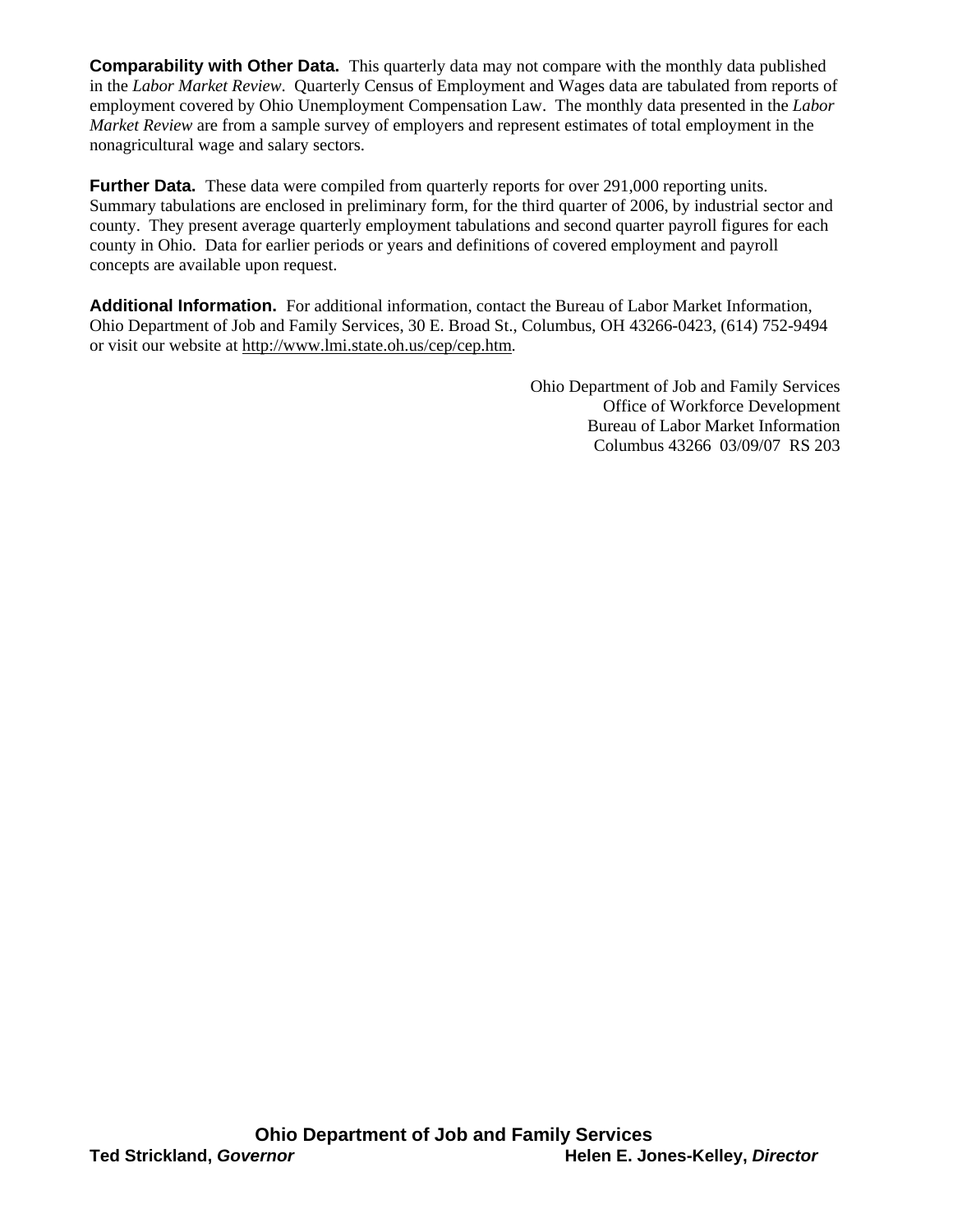**Comparability with Other Data.** This quarterly data may not compare with the monthly data published in the *Labor Market Review*. Quarterly Census of Employment and Wages data are tabulated from reports of employment covered by Ohio Unemployment Compensation Law. The monthly data presented in the *Labor Market Review* are from a sample survey of employers and represent estimates of total employment in the nonagricultural wage and salary sectors.

**Further Data.** These data were compiled from quarterly reports for over 291,000 reporting units. Summary tabulations are enclosed in preliminary form, for the third quarter of 2006, by industrial sector and county. They present average quarterly employment tabulations and second quarter payroll figures for each county in Ohio. Data for earlier periods or years and definitions of covered employment and payroll concepts are available upon request.

**Additional Information.** For additional information, contact the Bureau of Labor Market Information, Ohio Department of Job and Family Services, 30 E. Broad St., Columbus, OH 43266-0423, (614) 752-9494 or visit our website at http://www.lmi.state.oh.us/cep/cep.htm.

Ohio Department of Job and Family Services
Office of Workforce Development
Bureau of Labor Market Information
Columbus 43266 03/09/07 RS 203

**Ohio Department of Job and Family Services**

**Ted Strickland, *Governor*** **Helen E. Jones-Kelley, *Director***